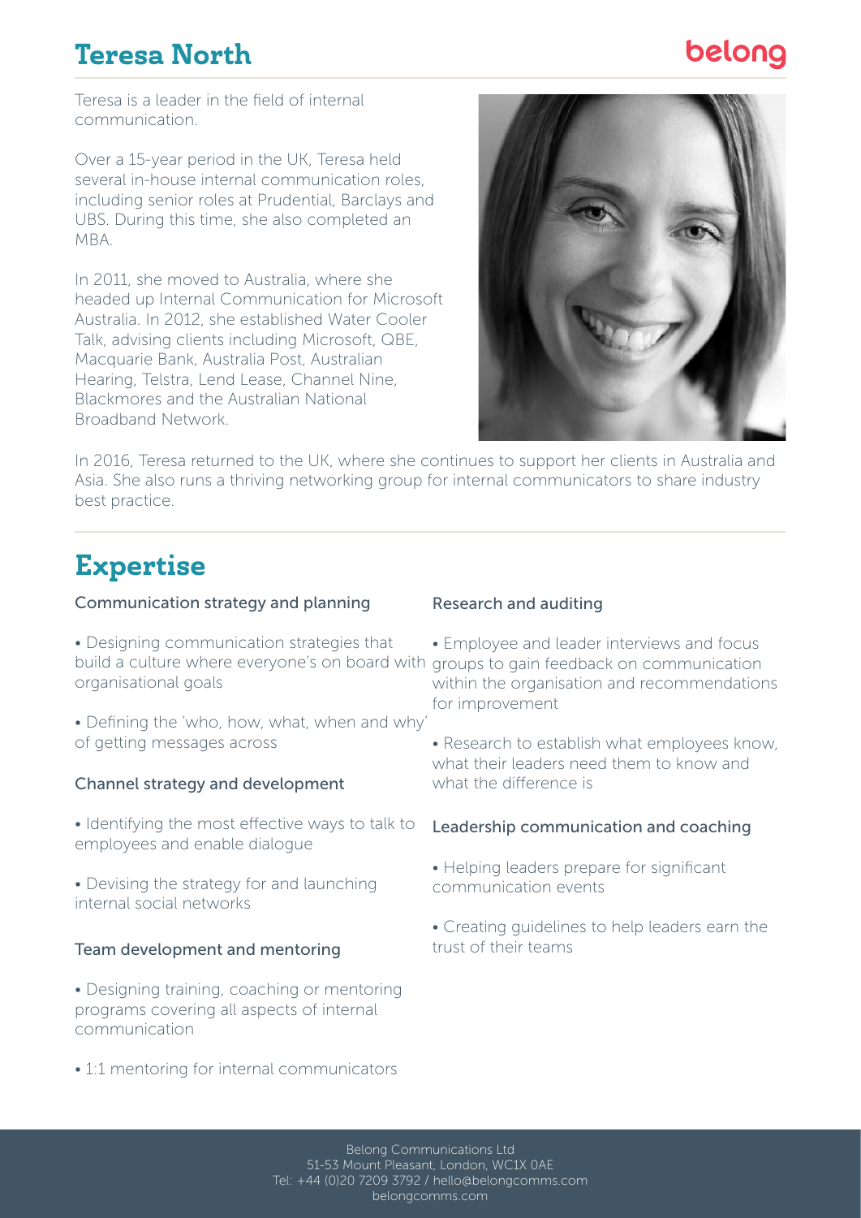# Teresa North

belong

Teresa is a leader in the field of internal communication.

Over a 15-year period in the UK, Teresa held several in-house internal communication roles, including senior roles at Prudential, Barclays and UBS. During this time, she also completed an MBA.

In 2011, she moved to Australia, where she headed up Internal Communication for Microsoft Australia. In 2012, she established Water Cooler Talk, advising clients including Microsoft, QBE, Macquarie Bank, Australia Post, Australian Hearing, Telstra, Lend Lease, Channel Nine, Blackmores and the Australian National Broadband Network.

In 2016, Teresa returned to the UK, where she continues to support her clients in Australia and Asia. She also runs a thriving networking group for internal communicators to share industry best practice.

## Expertise

### Communication strategy and planning

- Designing communication strategies that build a culture where everyone's on board with organisational goals
- Defining the 'who, how, what, when and why' of getting messages across

### Channel strategy and development

- Identifying the most effective ways to talk to employees and enable dialogue
- Devising the strategy for and launching internal social networks

### Team development and mentoring

- Designing training, coaching or mentoring programs covering all aspects of internal communication
- 1:1 mentoring for internal communicators

### Research and auditing

- Employee and leader interviews and focus groups to gain feedback on communication within the organisation and recommendations for improvement
- Research to establish what employees know, what their leaders need them to know and what the difference is

### Leadership communication and coaching

- Helping leaders prepare for significant communication events
- Creating guidelines to help leaders earn the trust of their teams

Belong Communications Ltd
51-53 Mount Pleasant, London, WC1X 0AE
Tel: +44 (0)20 7209 3792 / hello@belongcomms.com
belongcomms.com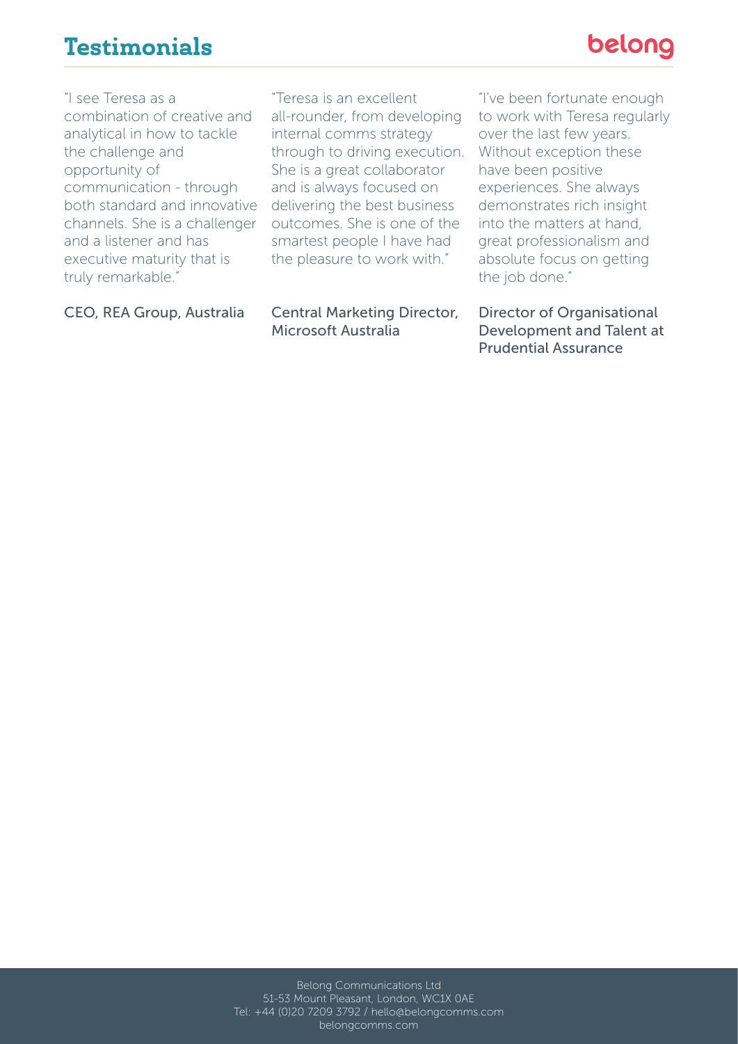# Testimonials

belong

"I see Teresa as a combination of creative and analytical in how to tackle the challenge and opportunity of communication - through both standard and innovative channels. She is a challenger and a listener and has executive maturity that is truly remarkable."

CEO, REA Group, Australia

"Teresa is an excellent all-rounder, from developing internal comms strategy through to driving execution. She is a great collaborator and is always focused on delivering the best business outcomes. She is one of the smartest people I have had the pleasure to work with."

Central Marketing Director, Microsoft Australia

"I've been fortunate enough to work with Teresa regularly over the last few years. Without exception these have been positive experiences. She always demonstrates rich insight into the matters at hand, great professionalism and absolute focus on getting the job done."

Director of Organisational Development and Talent at Prudential Assurance

Belong Communications Ltd
51-53 Mount Pleasant, London, WC1X 0AE
Tel: +44 (0)20 7209 3792 / hello@belongcomms.com
belongcomms.com